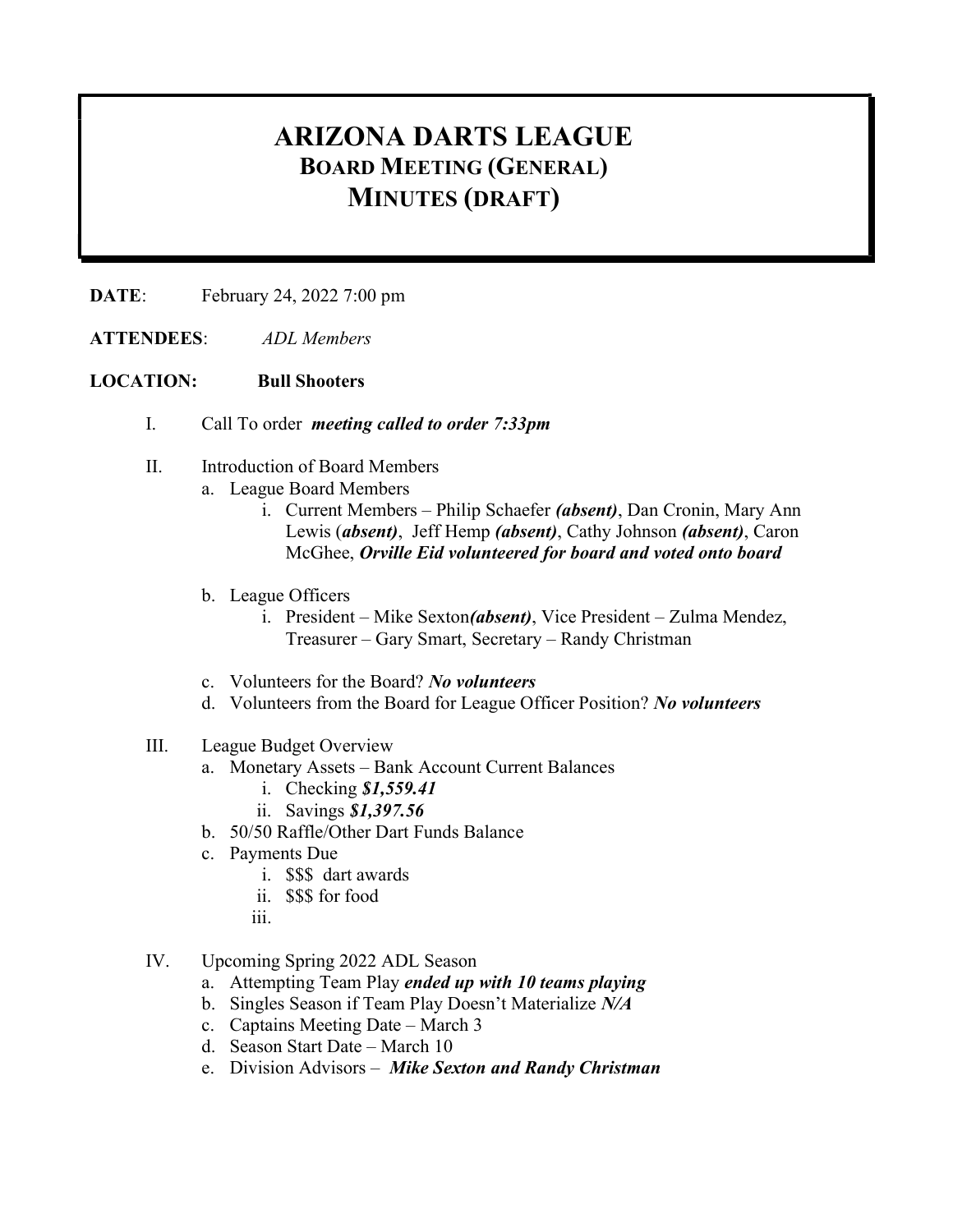# ARIZONA DARTS LEAGUE
## BOARD MEETING (GENERAL)
## MINUTES (DRAFT)

**DATE**: February 24, 2022 7:00 pm

**ATTENDEES**: *ADL Members*

**LOCATION: Bull Shooters**

I. Call To order ***meeting called to order 7:33pm***

II. Introduction of Board Members
   a. League Board Members
      i. Current Members – Philip Schaefer ***(absent)***, Dan Cronin, Mary Ann Lewis (***absent)***, Jeff Hemp ***(absent)***, Cathy Johnson ***(absent)***, Caron McGhee, ***Orville Eid volunteered for board and voted onto board***

   b. League Officers
      i. President – Mike Sexton***(absent)***, Vice President – Zulma Mendez, Treasurer – Gary Smart, Secretary – Randy Christman

   c. Volunteers for the Board? ***No volunteers***
   d. Volunteers from the Board for League Officer Position? ***No volunteers***

III. League Budget Overview
   a. Monetary Assets – Bank Account Current Balances
      i. Checking ***$1,559.41***
      ii. Savings ***$1,397.56***
   b. 50/50 Raffle/Other Dart Funds Balance
   c. Payments Due
      i. $$$ dart awards
      ii. $$$ for food
      iii.

IV. Upcoming Spring 2022 ADL Season
   a. Attempting Team Play ***ended up with 10 teams playing***
   b. Singles Season if Team Play Doesn't Materialize ***N/A***
   c. Captains Meeting Date – March 3
   d. Season Start Date – March 10
   e. Division Advisors – ***Mike Sexton and Randy Christman***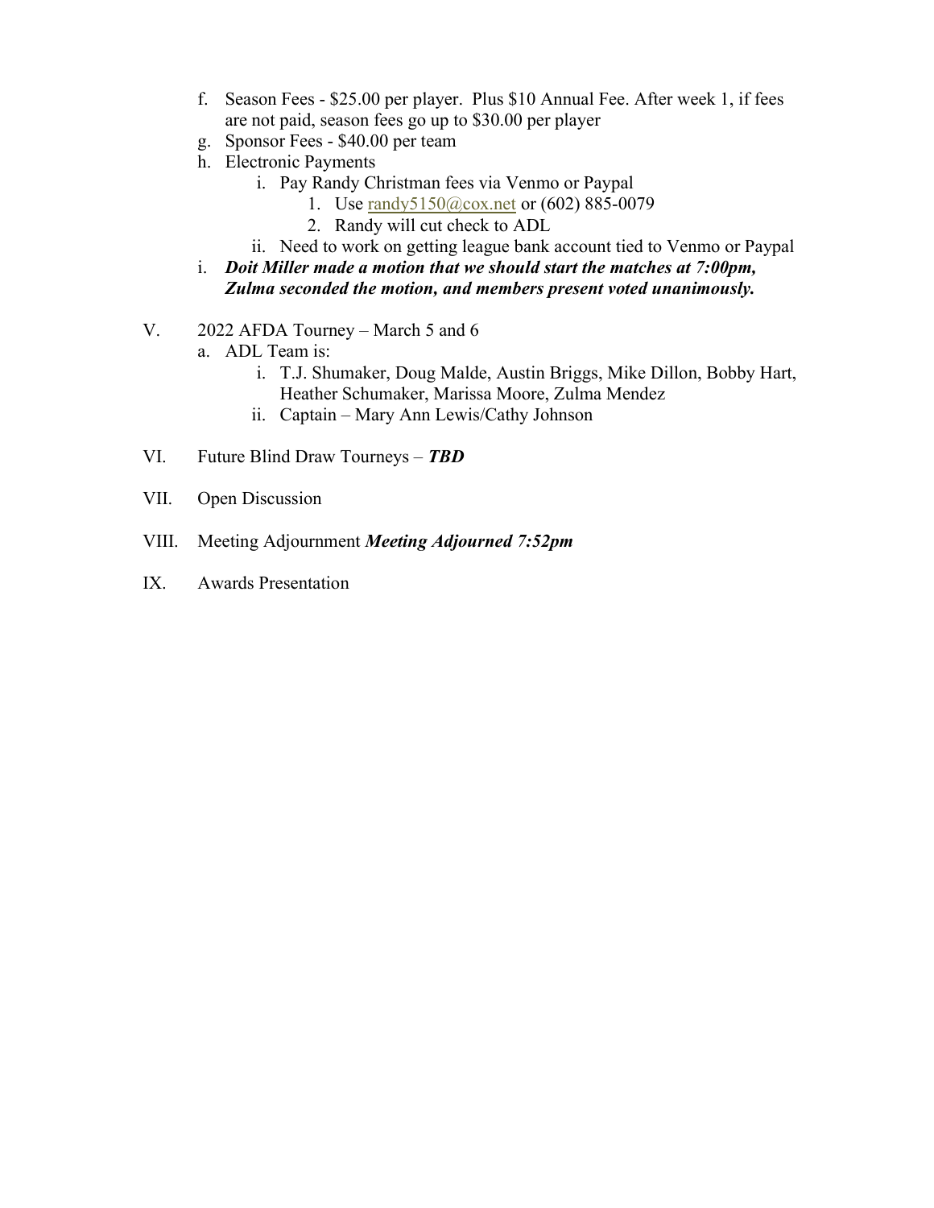f. Season Fees - $25.00 per player. Plus $10 Annual Fee. After week 1, if fees are not paid, season fees go up to $30.00 per player

g. Sponsor Fees - $40.00 per team

h. Electronic Payments

   i. Pay Randy Christman fees via Venmo or Paypal

      1. Use randy5150@cox.net or (602) 885-0079
      2. Randy will cut check to ADL

   ii. Need to work on getting league bank account tied to Venmo or Paypal

i. ***Doit Miller made a motion that we should start the matches at 7:00pm, Zulma seconded the motion, and members present voted unanimously.***

V. 2022 AFDA Tourney – March 5 and 6

   a. ADL Team is:

      i. T.J. Shumaker, Doug Malde, Austin Briggs, Mike Dillon, Bobby Hart, Heather Schumaker, Marissa Moore, Zulma Mendez

      ii. Captain – Mary Ann Lewis/Cathy Johnson

VI. Future Blind Draw Tourneys – ***TBD***

VII. Open Discussion

VIII. Meeting Adjournment ***Meeting Adjourned 7:52pm***

IX. Awards Presentation